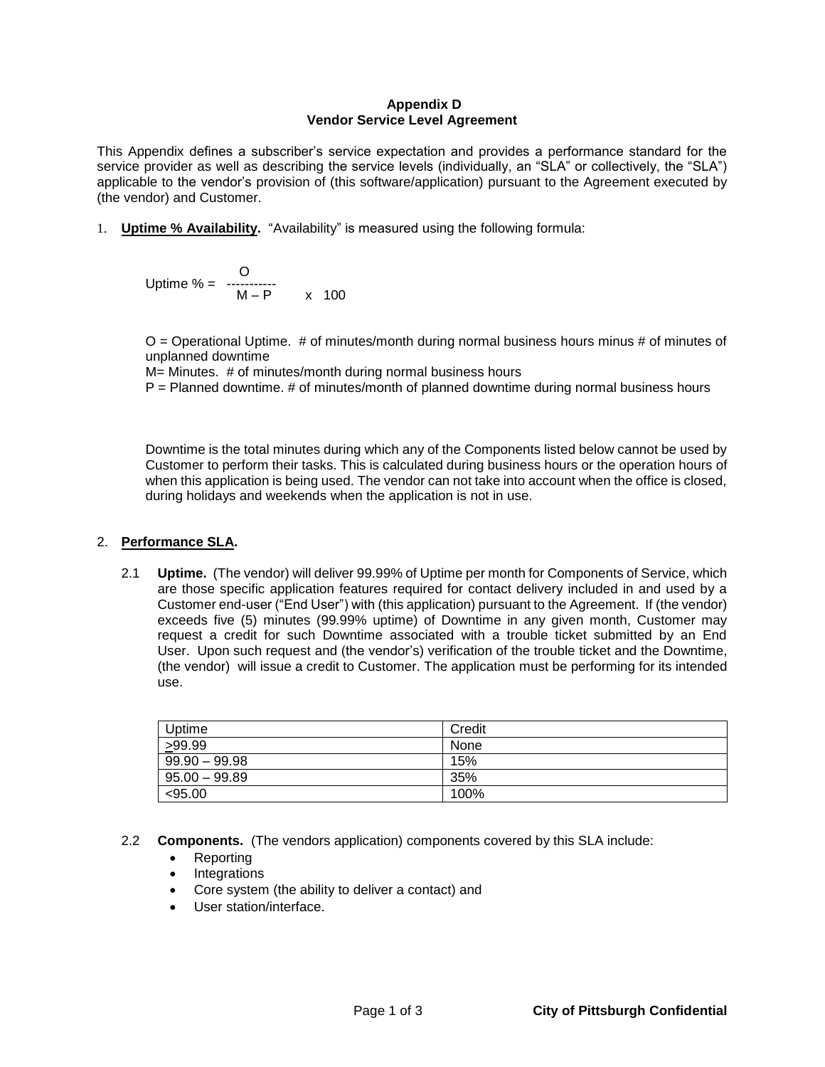**Appendix D**
**Vendor Service Level Agreement**

This Appendix defines a subscriber's service expectation and provides a performance standard for the service provider as well as describing the service levels (individually, an "SLA" or collectively, the "SLA") applicable to the vendor's provision of (this software/application) pursuant to the Agreement executed by (the vendor) and Customer.

1. **Uptime % Availability.** "Availability" is measured using the following formula:

$$\text{Uptime \%} = \frac{O}{M - P} \times 100$$

O = Operational Uptime. # of minutes/month during normal business hours minus # of minutes of unplanned downtime
M= Minutes. # of minutes/month during normal business hours
P = Planned downtime. # of minutes/month of planned downtime during normal business hours

Downtime is the total minutes during which any of the Components listed below cannot be used by Customer to perform their tasks. This is calculated during business hours or the operation hours of when this application is being used. The vendor can not take into account when the office is closed, during holidays and weekends when the application is not in use.

2. **Performance SLA.**

2.1 **Uptime.** (The vendor) will deliver 99.99% of Uptime per month for Components of Service, which are those specific application features required for contact delivery included in and used by a Customer end-user ("End User") with (this application) pursuant to the Agreement. If (the vendor) exceeds five (5) minutes (99.99% uptime) of Downtime in any given month, Customer may request a credit for such Downtime associated with a trouble ticket submitted by an End User. Upon such request and (the vendor's) verification of the trouble ticket and the Downtime, (the vendor) will issue a credit to Customer. The application must be performing for its intended use.

| Uptime | Credit |
| --- | --- |
| ≥99.99 | None |
| 99.90 – 99.98 | 15% |
| 95.00 – 99.89 | 35% |
| <95.00 | 100% |

2.2 **Components.** (The vendors application) components covered by this SLA include:

- Reporting
- Integrations
- Core system (the ability to deliver a contact) and
- User station/interface.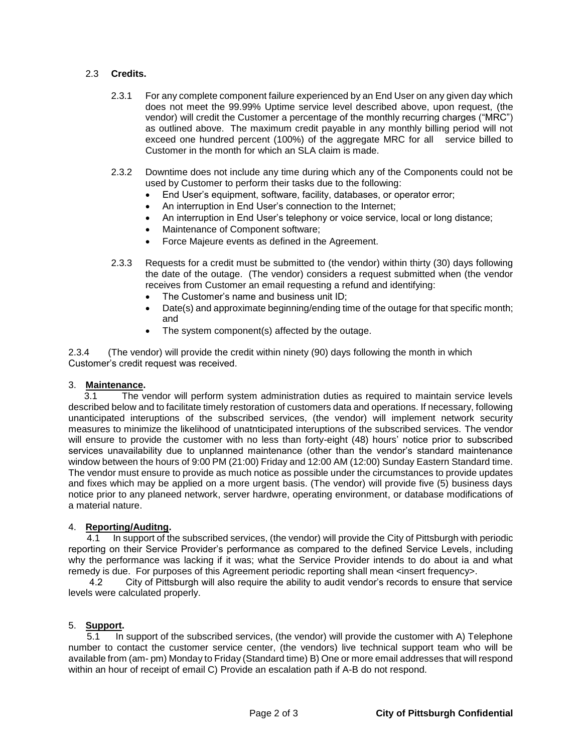2.3 **Credits.**

2.3.1 For any complete component failure experienced by an End User on any given day which does not meet the 99.99% Uptime service level described above, upon request, (the vendor) will credit the Customer a percentage of the monthly recurring charges ("MRC") as outlined above. The maximum credit payable in any monthly billing period will not exceed one hundred percent (100%) of the aggregate MRC for all service billed to Customer in the month for which an SLA claim is made.

2.3.2 Downtime does not include any time during which any of the Components could not be used by Customer to perform their tasks due to the following:

- End User's equipment, software, facility, databases, or operator error;
- An interruption in End User's connection to the Internet;
- An interruption in End User's telephony or voice service, local or long distance;
- Maintenance of Component software;
- Force Majeure events as defined in the Agreement.

2.3.3 Requests for a credit must be submitted to (the vendor) within thirty (30) days following the date of the outage. (The vendor) considers a request submitted when (the vendor receives from Customer an email requesting a refund and identifying:

- The Customer's name and business unit ID;
- Date(s) and approximate beginning/ending time of the outage for that specific month; and
- The system component(s) affected by the outage.

2.3.4 (The vendor) will provide the credit within ninety (90) days following the month in which Customer's credit request was received.

3. **Maintenance.**

3.1 The vendor will perform system administration duties as required to maintain service levels described below and to facilitate timely restoration of customers data and operations. If necessary, following unanticipated interuptions of the subscribed services, (the vendor) will implement network security measures to minimize the likelihood of unatnticipated interuptions of the subscribed services. The vendor will ensure to provide the customer with no less than forty-eight (48) hours' notice prior to subscribed services unavailability due to unplanned maintenance (other than the vendor's standard maintenance window between the hours of 9:00 PM (21:00) Friday and 12:00 AM (12:00) Sunday Eastern Standard time. The vendor must ensure to provide as much notice as possible under the circumstances to provide updates and fixes which may be applied on a more urgent basis. (The vendor) will provide five (5) business days notice prior to any planeed network, server hardwre, operating environment, or database modifications of a material nature.

4. **Reporting/Auditng.**

4.1 In support of the subscribed services, (the vendor) will provide the City of Pittsburgh with periodic reporting on their Service Provider's performance as compared to the defined Service Levels, including why the performance was lacking if it was; what the Service Provider intends to do about ia and what remedy is due. For purposes of this Agreement periodic reporting shall mean <insert frequency>.

4.2 City of Pittsburgh will also require the ability to audit vendor's records to ensure that service levels were calculated properly.

5. **Support.**

5.1 In support of the subscribed services, (the vendor) will provide the customer with A) Telephone number to contact the customer service center, (the vendors) live technical support team who will be available from (am- pm) Monday to Friday (Standard time) B) One or more email addresses that will respond within an hour of receipt of email C) Provide an escalation path if A-B do not respond.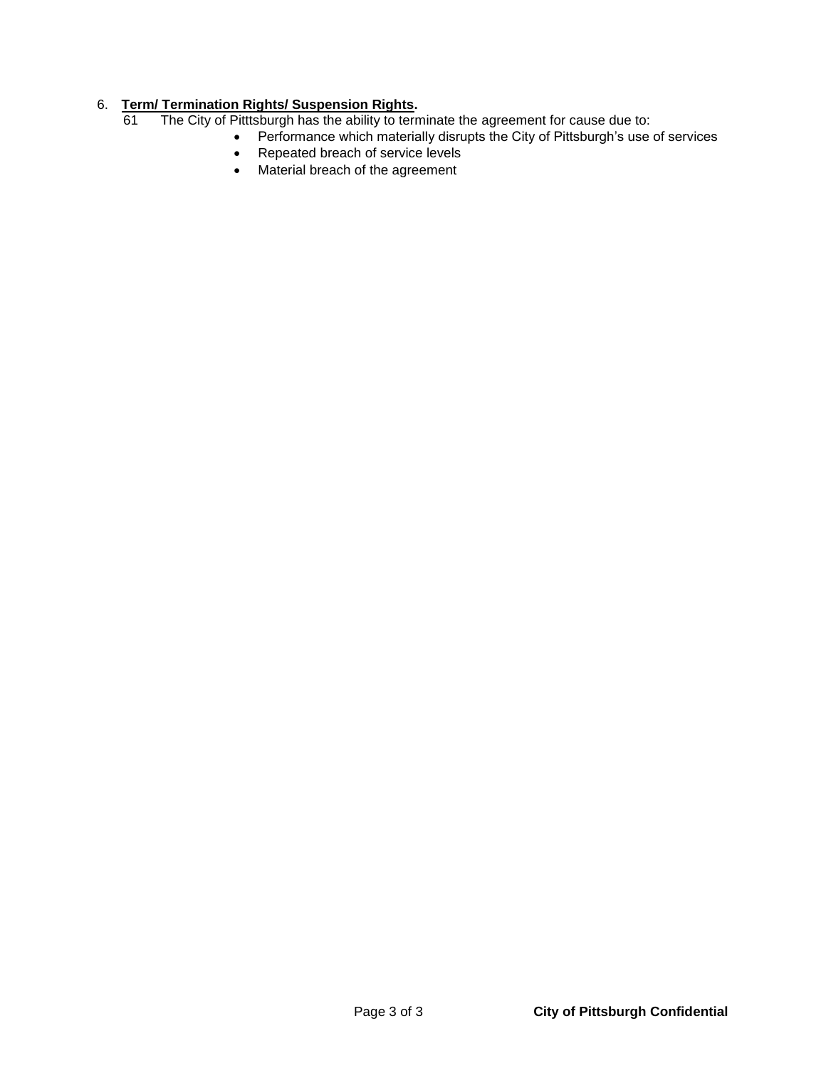6. **Term/ Termination Rights/ Suspension Rights.**

61 The City of Pitttsburgh has the ability to terminate the agreement for cause due to:

- Performance which materially disrupts the City of Pittsburgh's use of services
- Repeated breach of service levels
- Material breach of the agreement

**City of Pittsburgh Confidential**